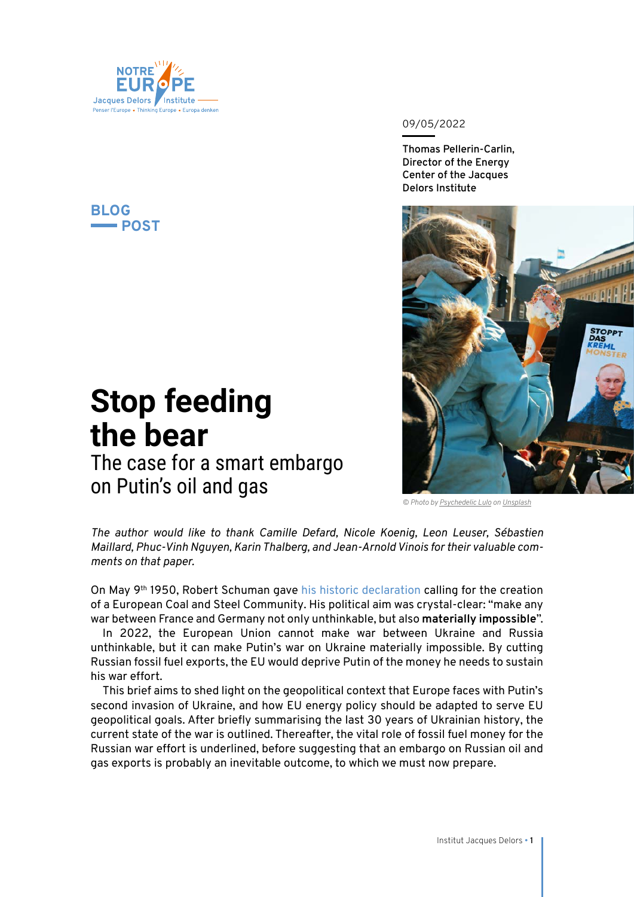BLOG POST

09/05/2022

**Thomas Pellerin-Carlin, Director of the Energy Center of the Jacques Delors Institute**

# Stop feeding the bear

## The case for a smart embargo on Putin's oil and gas

© Photo by Psychedelic Lulo on Unsplash

*The author would like to thank Camille Defard, Nicole Koenig, Leon Leuser, Sébastien Maillard, Phuc-Vinh Nguyen, Karin Thalberg, and Jean-Arnold Vinois for their valuable comments on that paper.*

On May 9th 1950, Robert Schuman gave his historic declaration calling for the creation of a European Coal and Steel Community. His political aim was crystal-clear: "make any war between France and Germany not only unthinkable, but also **materially impossible**".

In 2022, the European Union cannot make war between Ukraine and Russia unthinkable, but it can make Putin's war on Ukraine materially impossible. By cutting Russian fossil fuel exports, the EU would deprive Putin of the money he needs to sustain his war effort.

This brief aims to shed light on the geopolitical context that Europe faces with Putin's second invasion of Ukraine, and how EU energy policy should be adapted to serve EU geopolitical goals. After briefly summarising the last 30 years of Ukrainian history, the current state of the war is outlined. Thereafter, the vital role of fossil fuel money for the Russian war effort is underlined, before suggesting that an embargo on Russian oil and gas exports is probably an inevitable outcome, to which we must now prepare.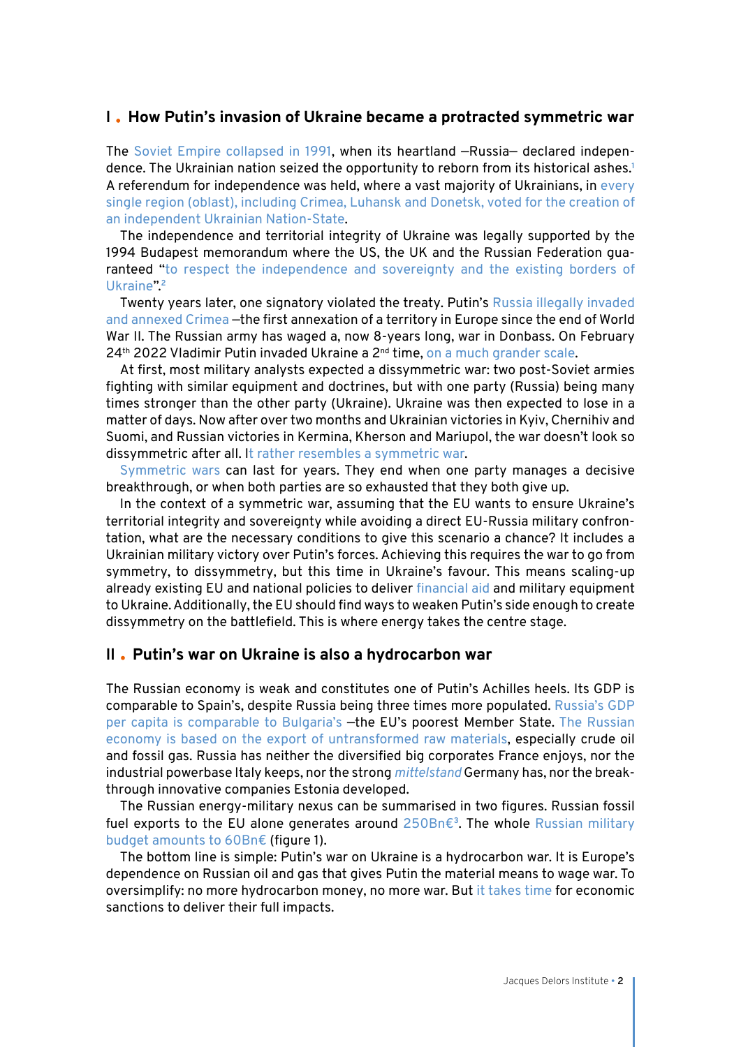## I . How Putin's invasion of Ukraine became a protracted symmetric war

The Soviet Empire collapsed in 1991, when its heartland —Russia— declared independence. The Ukrainian nation seized the opportunity to reborn from its historical ashes.[1] A referendum for independence was held, where a vast majority of Ukrainians, in every single region (oblast), including Crimea, Luhansk and Donetsk, voted for the creation of an independent Ukrainian Nation-State.

The independence and territorial integrity of Ukraine was legally supported by the 1994 Budapest memorandum where the US, the UK and the Russian Federation guaranteed "to respect the independence and sovereignty and the existing borders of Ukraine".[2]

Twenty years later, one signatory violated the treaty. Putin's Russia illegally invaded and annexed Crimea —the first annexation of a territory in Europe since the end of World War II. The Russian army has waged a, now 8-years long, war in Donbass. On February 24th 2022 Vladimir Putin invaded Ukraine a 2nd time, on a much grander scale.

At first, most military analysts expected a dissymmetric war: two post-Soviet armies fighting with similar equipment and doctrines, but with one party (Russia) being many times stronger than the other party (Ukraine). Ukraine was then expected to lose in a matter of days. Now after over two months and Ukrainian victories in Kyiv, Chernihiv and Suomi, and Russian victories in Kermina, Kherson and Mariupol, the war doesn't look so dissymmetric after all. It rather resembles a symmetric war.

Symmetric wars can last for years. They end when one party manages a decisive breakthrough, or when both parties are so exhausted that they both give up.

In the context of a symmetric war, assuming that the EU wants to ensure Ukraine's territorial integrity and sovereignty while avoiding a direct EU-Russia military confrontation, what are the necessary conditions to give this scenario a chance? It includes a Ukrainian military victory over Putin's forces. Achieving this requires the war to go from symmetry, to dissymmetry, but this time in Ukraine's favour. This means scaling-up already existing EU and national policies to deliver financial aid and military equipment to Ukraine. Additionally, the EU should find ways to weaken Putin's side enough to create dissymmetry on the battlefield. This is where energy takes the centre stage.

## II . Putin's war on Ukraine is also a hydrocarbon war

The Russian economy is weak and constitutes one of Putin's Achilles heels. Its GDP is comparable to Spain's, despite Russia being three times more populated. Russia's GDP per capita is comparable to Bulgaria's —the EU's poorest Member State. The Russian economy is based on the export of untransformed raw materials, especially crude oil and fossil gas. Russia has neither the diversified big corporates France enjoys, nor the industrial powerbase Italy keeps, nor the strong *mittelstand* Germany has, nor the breakthrough innovative companies Estonia developed.

The Russian energy-military nexus can be summarised in two figures. Russian fossil fuel exports to the EU alone generates around 250Bn€[3]. The whole Russian military budget amounts to 60Bn€ (figure 1).

The bottom line is simple: Putin's war on Ukraine is a hydrocarbon war. It is Europe's dependence on Russian oil and gas that gives Putin the material means to wage war. To oversimplify: no more hydrocarbon money, no more war. But it takes time for economic sanctions to deliver their full impacts.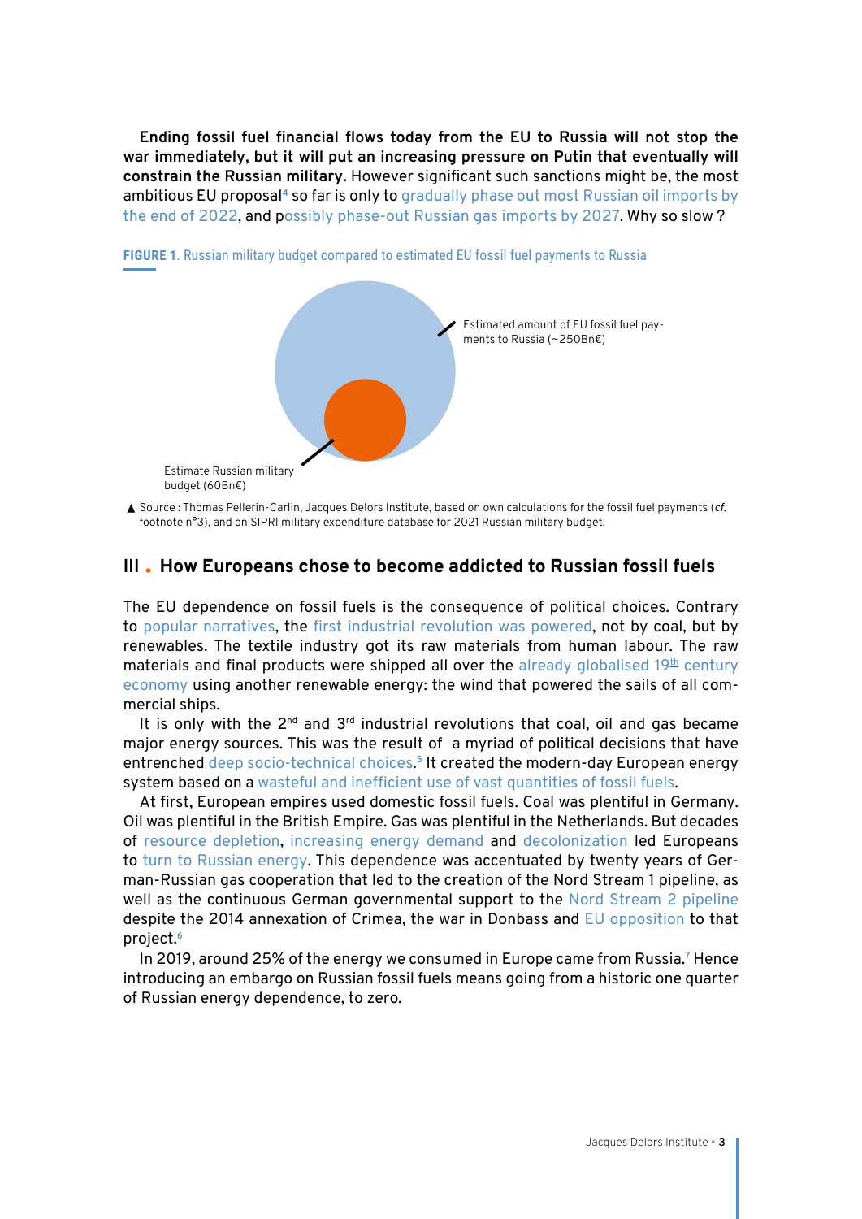**Ending fossil fuel financial flows today from the EU to Russia will not stop the war immediately, but it will put an increasing pressure on Putin that eventually will constrain the Russian military.** However significant such sanctions might be, the most ambitious EU proposal[4] so far is only to gradually phase out most Russian oil imports by the end of 2022, and possibly phase-out Russian gas imports by 2027. Why so slow ?

**FIGURE 1**. Russian military budget compared to estimated EU fossil fuel payments to Russia

Estimated amount of EU fossil fuel payments to Russia (~250Bn€)

Estimate Russian military budget (60Bn€)

▲ Source : Thomas Pellerin-Carlin, Jacques Delors Institute, based on own calculations for the fossil fuel payments (*cf.* footnote n°3), and on SIPRI military expenditure database for 2021 Russian military budget.

## III . How Europeans chose to become addicted to Russian fossil fuels

The EU dependence on fossil fuels is the consequence of political choices. Contrary to popular narratives, the first industrial revolution was powered, not by coal, but by renewables. The textile industry got its raw materials from human labour. The raw materials and final products were shipped all over the already globalised 19th century economy using another renewable energy: the wind that powered the sails of all commercial ships.

It is only with the 2nd and 3rd industrial revolutions that coal, oil and gas became major energy sources. This was the result of a myriad of political decisions that have entrenched deep socio-technical choices.[5] It created the modern-day European energy system based on a wasteful and inefficient use of vast quantities of fossil fuels.

At first, European empires used domestic fossil fuels. Coal was plentiful in Germany. Oil was plentiful in the British Empire. Gas was plentiful in the Netherlands. But decades of resource depletion, increasing energy demand and decolonization led Europeans to turn to Russian energy. This dependence was accentuated by twenty years of German-Russian gas cooperation that led to the creation of the Nord Stream 1 pipeline, as well as the continuous German governmental support to the Nord Stream 2 pipeline despite the 2014 annexation of Crimea, the war in Donbass and EU opposition to that project.[6]

In 2019, around 25% of the energy we consumed in Europe came from Russia.[7] Hence introducing an embargo on Russian fossil fuels means going from a historic one quarter of Russian energy dependence, to zero.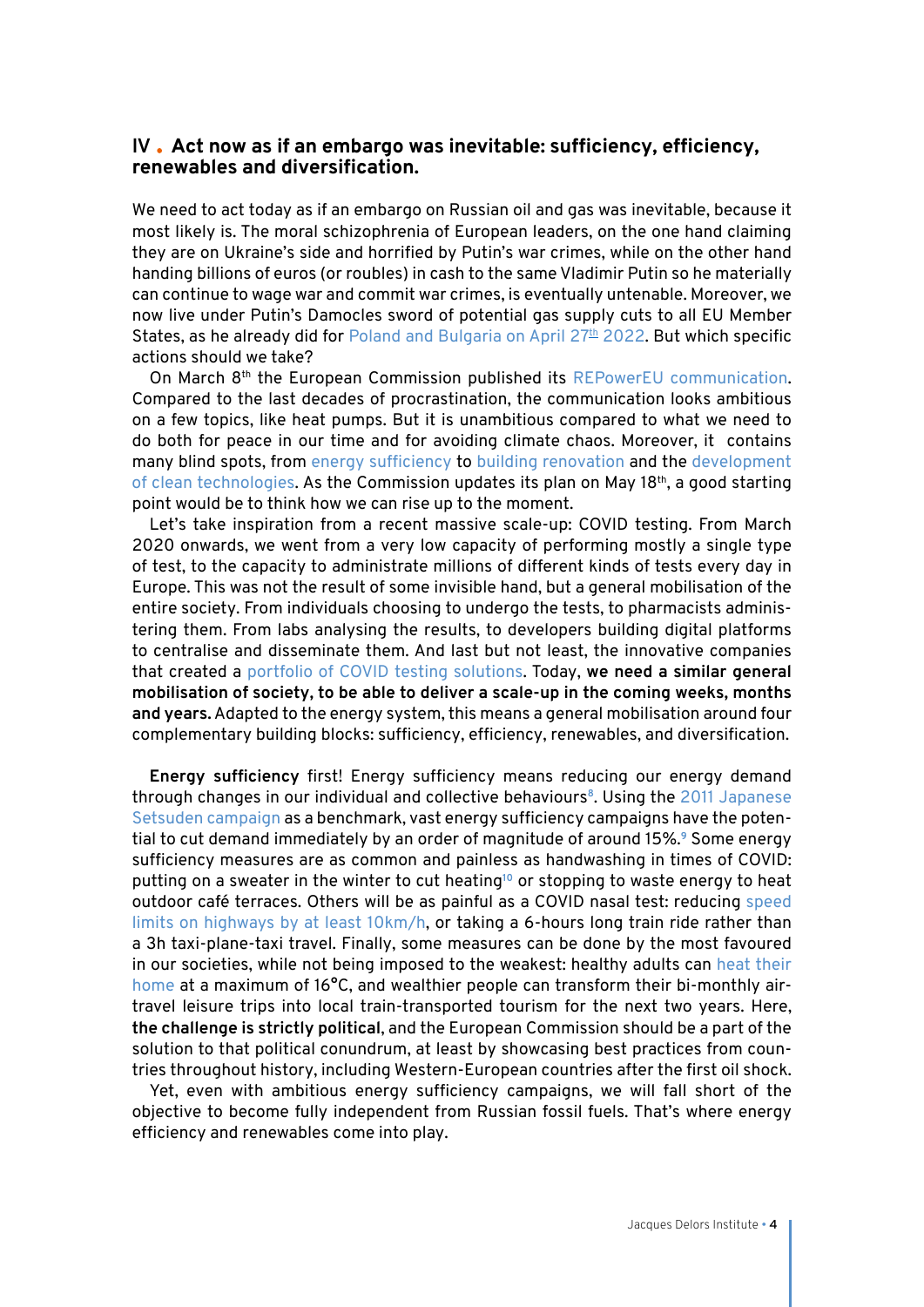## IV . Act now as if an embargo was inevitable: sufficiency, efficiency, renewables and diversification.

We need to act today as if an embargo on Russian oil and gas was inevitable, because it most likely is. The moral schizophrenia of European leaders, on the one hand claiming they are on Ukraine's side and horrified by Putin's war crimes, while on the other hand handing billions of euros (or roubles) in cash to the same Vladimir Putin so he materially can continue to wage war and commit war crimes, is eventually untenable. Moreover, we now live under Putin's Damocles sword of potential gas supply cuts to all EU Member States, as he already did for Poland and Bulgaria on April 27th 2022. But which specific actions should we take?

On March 8th the European Commission published its REPowerEU communication. Compared to the last decades of procrastination, the communication looks ambitious on a few topics, like heat pumps. But it is unambitious compared to what we need to do both for peace in our time and for avoiding climate chaos. Moreover, it contains many blind spots, from energy sufficiency to building renovation and the development of clean technologies. As the Commission updates its plan on May 18th, a good starting point would be to think how we can rise up to the moment.

Let's take inspiration from a recent massive scale-up: COVID testing. From March 2020 onwards, we went from a very low capacity of performing mostly a single type of test, to the capacity to administrate millions of different kinds of tests every day in Europe. This was not the result of some invisible hand, but a general mobilisation of the entire society. From individuals choosing to undergo the tests, to pharmacists administering them. From labs analysing the results, to developers building digital platforms to centralise and disseminate them. And last but not least, the innovative companies that created a portfolio of COVID testing solutions. Today, **we need a similar general mobilisation of society, to be able to deliver a scale-up in the coming weeks, months and years.** Adapted to the energy system, this means a general mobilisation around four complementary building blocks: sufficiency, efficiency, renewables, and diversification.

**Energy sufficiency** first! Energy sufficiency means reducing our energy demand through changes in our individual and collective behaviours[8]. Using the 2011 Japanese Setsuden campaign as a benchmark, vast energy sufficiency campaigns have the potential to cut demand immediately by an order of magnitude of around 15%.[9] Some energy sufficiency measures are as common and painless as handwashing in times of COVID: putting on a sweater in the winter to cut heating[10] or stopping to waste energy to heat outdoor café terraces. Others will be as painful as a COVID nasal test: reducing speed limits on highways by at least 10km/h, or taking a 6-hours long train ride rather than a 3h taxi-plane-taxi travel. Finally, some measures can be done by the most favoured in our societies, while not being imposed to the weakest: healthy adults can heat their home at a maximum of 16°C, and wealthier people can transform their bi-monthly air-travel leisure trips into local train-transported tourism for the next two years. Here, **the challenge is strictly political**, and the European Commission should be a part of the solution to that political conundrum, at least by showcasing best practices from countries throughout history, including Western-European countries after the first oil shock.

Yet, even with ambitious energy sufficiency campaigns, we will fall short of the objective to become fully independent from Russian fossil fuels. That's where energy efficiency and renewables come into play.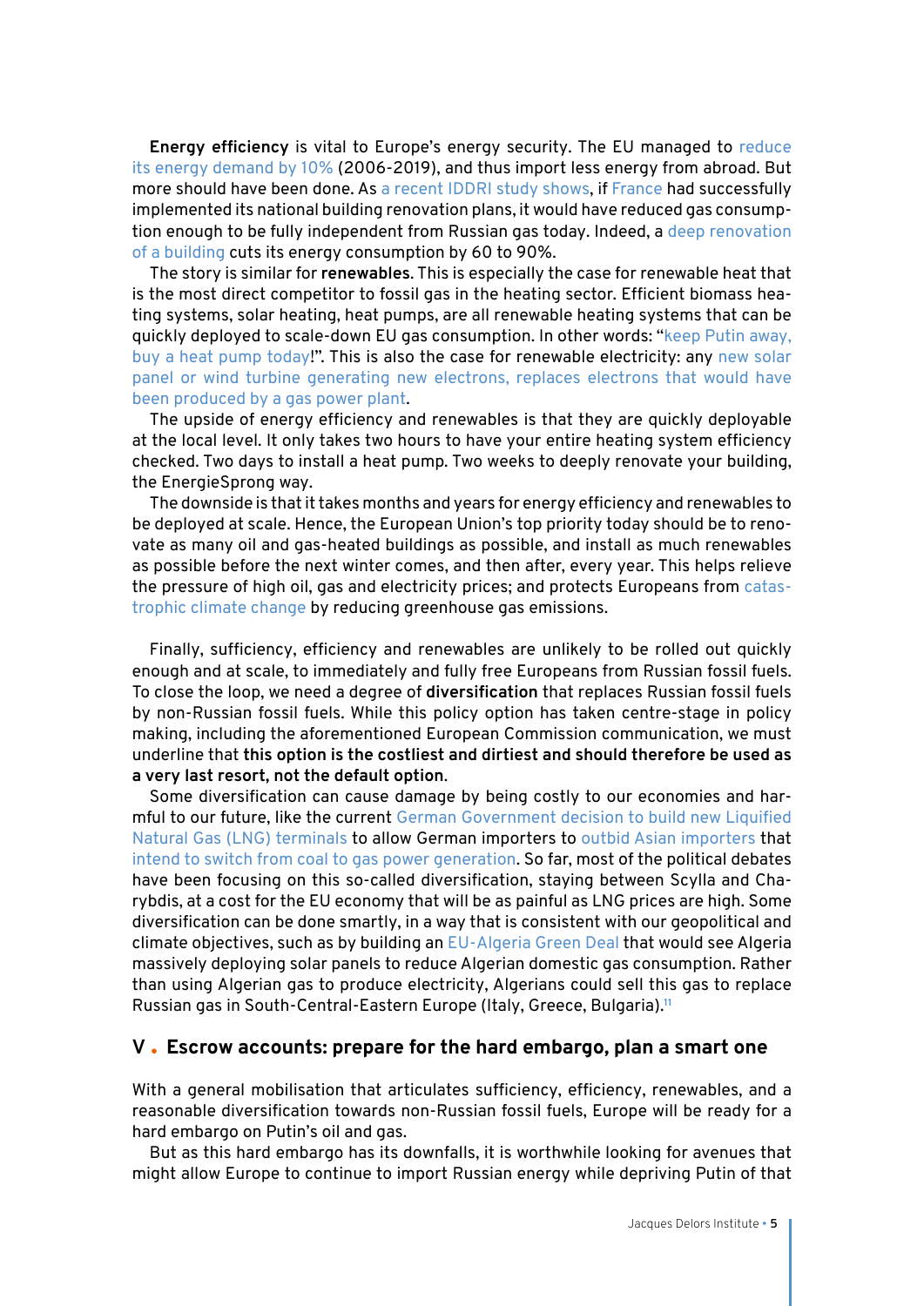**Energy efficiency** is vital to Europe's energy security. The EU managed to reduce its energy demand by 10% (2006-2019), and thus import less energy from abroad. But more should have been done. As a recent IDDRI study shows, if France had successfully implemented its national building renovation plans, it would have reduced gas consumption enough to be fully independent from Russian gas today. Indeed, a deep renovation of a building cuts its energy consumption by 60 to 90%.

The story is similar for **renewables**. This is especially the case for renewable heat that is the most direct competitor to fossil gas in the heating sector. Efficient biomass heating systems, solar heating, heat pumps, are all renewable heating systems that can be quickly deployed to scale-down EU gas consumption. In other words: "keep Putin away, buy a heat pump today!". This is also the case for renewable electricity: any new solar panel or wind turbine generating new electrons, replaces electrons that would have been produced by a gas power plant.

The upside of energy efficiency and renewables is that they are quickly deployable at the local level. It only takes two hours to have your entire heating system efficiency checked. Two days to install a heat pump. Two weeks to deeply renovate your building, the EnergieSprong way.

The downside is that it takes months and years for energy efficiency and renewables to be deployed at scale. Hence, the European Union's top priority today should be to renovate as many oil and gas-heated buildings as possible, and install as much renewables as possible before the next winter comes, and then after, every year. This helps relieve the pressure of high oil, gas and electricity prices; and protects Europeans from catastrophic climate change by reducing greenhouse gas emissions.

Finally, sufficiency, efficiency and renewables are unlikely to be rolled out quickly enough and at scale, to immediately and fully free Europeans from Russian fossil fuels. To close the loop, we need a degree of **diversification** that replaces Russian fossil fuels by non-Russian fossil fuels. While this policy option has taken centre-stage in policy making, including the aforementioned European Commission communication, we must underline that **this option is the costliest and dirtiest and should therefore be used as a very last resort, not the default option**.

Some diversification can cause damage by being costly to our economies and harmful to our future, like the current German Government decision to build new Liquified Natural Gas (LNG) terminals to allow German importers to outbid Asian importers that intend to switch from coal to gas power generation. So far, most of the political debates have been focusing on this so-called diversification, staying between Scylla and Charybdis, at a cost for the EU economy that will be as painful as LNG prices are high. Some diversification can be done smartly, in a way that is consistent with our geopolitical and climate objectives, such as by building an EU-Algeria Green Deal that would see Algeria massively deploying solar panels to reduce Algerian domestic gas consumption. Rather than using Algerian gas to produce electricity, Algerians could sell this gas to replace Russian gas in South-Central-Eastern Europe (Italy, Greece, Bulgaria).[11]

## V . Escrow accounts: prepare for the hard embargo, plan a smart one

With a general mobilisation that articulates sufficiency, efficiency, renewables, and a reasonable diversification towards non-Russian fossil fuels, Europe will be ready for a hard embargo on Putin's oil and gas.

But as this hard embargo has its downfalls, it is worthwhile looking for avenues that might allow Europe to continue to import Russian energy while depriving Putin of that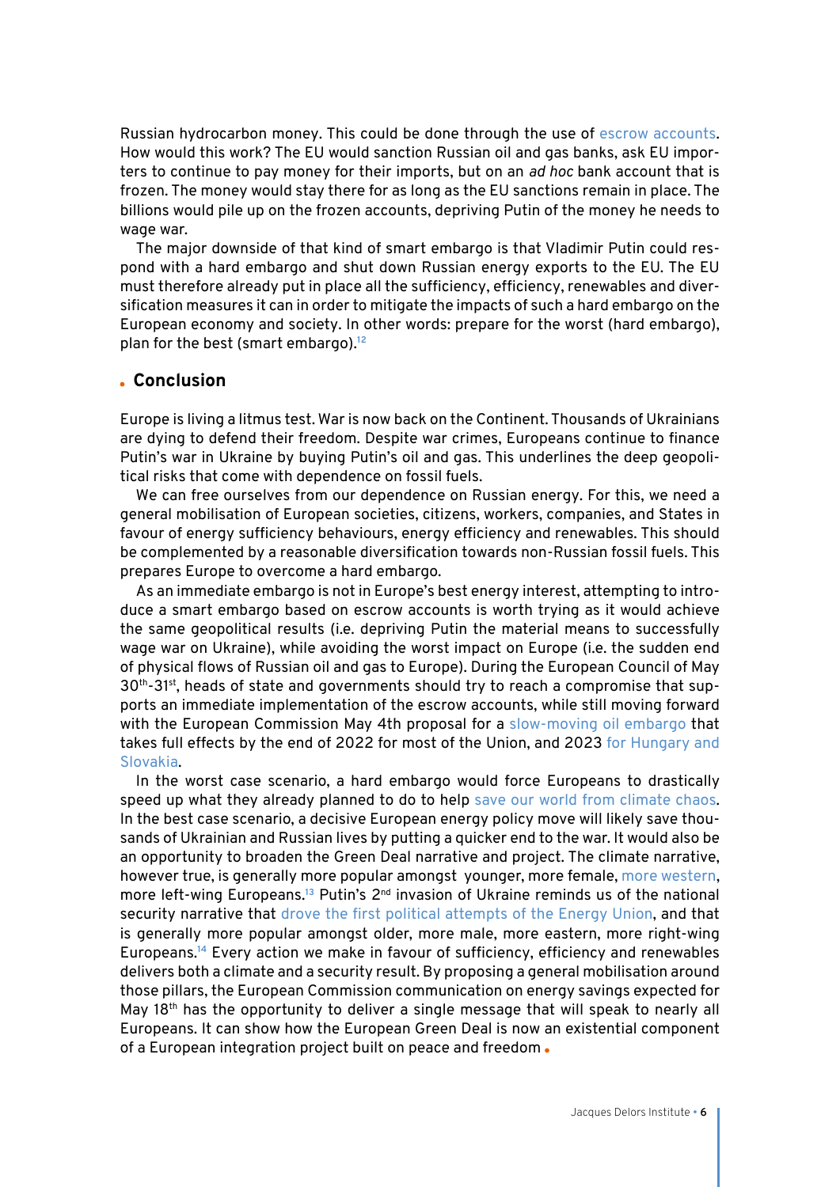Russian hydrocarbon money. This could be done through the use of escrow accounts. How would this work? The EU would sanction Russian oil and gas banks, ask EU importers to continue to pay money for their imports, but on an *ad hoc* bank account that is frozen. The money would stay there for as long as the EU sanctions remain in place. The billions would pile up on the frozen accounts, depriving Putin of the money he needs to wage war.

The major downside of that kind of smart embargo is that Vladimir Putin could respond with a hard embargo and shut down Russian energy exports to the EU. The EU must therefore already put in place all the sufficiency, efficiency, renewables and diversification measures it can in order to mitigate the impacts of such a hard embargo on the European economy and society. In other words: prepare for the worst (hard embargo), plan for the best (smart embargo).[12]

## Conclusion

Europe is living a litmus test. War is now back on the Continent. Thousands of Ukrainians are dying to defend their freedom. Despite war crimes, Europeans continue to finance Putin's war in Ukraine by buying Putin's oil and gas. This underlines the deep geopolitical risks that come with dependence on fossil fuels.

We can free ourselves from our dependence on Russian energy. For this, we need a general mobilisation of European societies, citizens, workers, companies, and States in favour of energy sufficiency behaviours, energy efficiency and renewables. This should be complemented by a reasonable diversification towards non-Russian fossil fuels. This prepares Europe to overcome a hard embargo.

As an immediate embargo is not in Europe's best energy interest, attempting to introduce a smart embargo based on escrow accounts is worth trying as it would achieve the same geopolitical results (i.e. depriving Putin the material means to successfully wage war on Ukraine), while avoiding the worst impact on Europe (i.e. the sudden end of physical flows of Russian oil and gas to Europe). During the European Council of May 30th-31st, heads of state and governments should try to reach a compromise that supports an immediate implementation of the escrow accounts, while still moving forward with the European Commission May 4th proposal for a slow-moving oil embargo that takes full effects by the end of 2022 for most of the Union, and 2023 for Hungary and Slovakia.

In the worst case scenario, a hard embargo would force Europeans to drastically speed up what they already planned to do to help save our world from climate chaos. In the best case scenario, a decisive European energy policy move will likely save thousands of Ukrainian and Russian lives by putting a quicker end to the war. It would also be an opportunity to broaden the Green Deal narrative and project. The climate narrative, however true, is generally more popular amongst younger, more female, more western, more left-wing Europeans.[13] Putin's 2nd invasion of Ukraine reminds us of the national security narrative that drove the first political attempts of the Energy Union, and that is generally more popular amongst older, more male, more eastern, more right-wing Europeans.[14] Every action we make in favour of sufficiency, efficiency and renewables delivers both a climate and a security result. By proposing a general mobilisation around those pillars, the European Commission communication on energy savings expected for May 18th has the opportunity to deliver a single message that will speak to nearly all Europeans. It can show how the European Green Deal is now an existential component of a European integration project built on peace and freedom.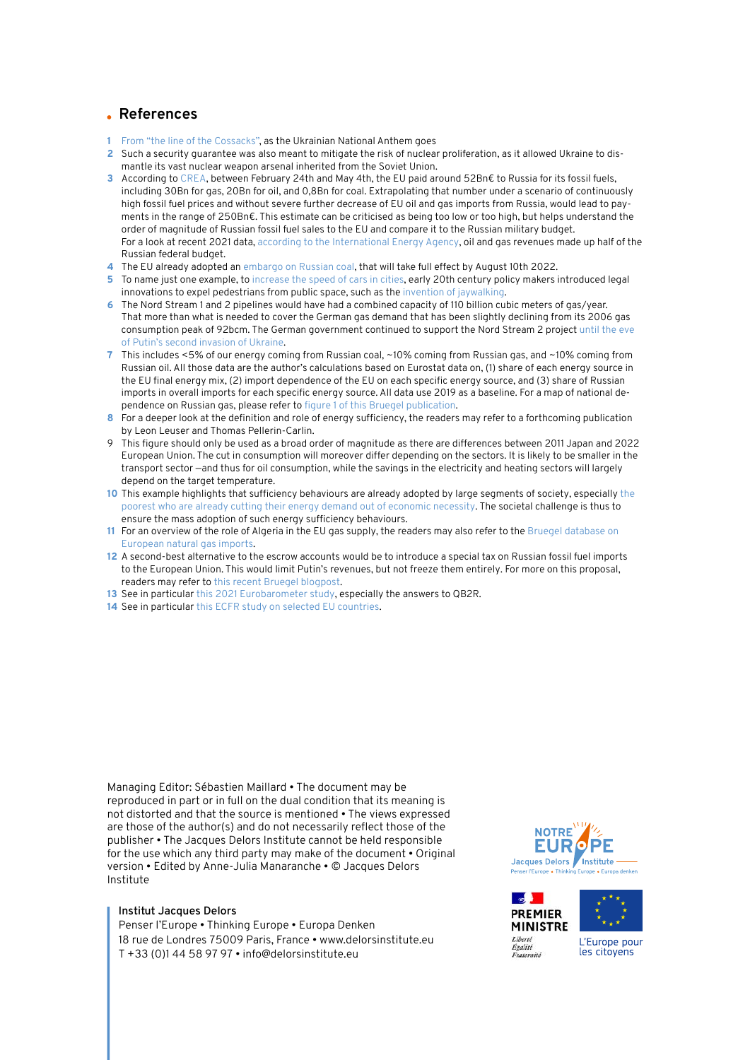## References

1. From "the line of the Cossacks", as the Ukrainian National Anthem goes
2. Such a security guarantee was also meant to mitigate the risk of nuclear proliferation, as it allowed Ukraine to dismantle its vast nuclear weapon arsenal inherited from the Soviet Union.
3. According to CREA, between February 24th and May 4th, the EU paid around 52Bn€ to Russia for its fossil fuels, including 30Bn for gas, 20Bn for oil, and 0,8Bn for coal. Extrapolating that number under a scenario of continuously high fossil fuel prices and without severe further decrease of EU oil and gas imports from Russia, would lead to payments in the range of 250Bn€. This estimate can be criticised as being too low or too high, but helps understand the order of magnitude of Russian fossil fuel sales to the EU and compare it to the Russian military budget.
   For a look at recent 2021 data, according to the International Energy Agency, oil and gas revenues made up half of the Russian federal budget.
4. The EU already adopted an embargo on Russian coal, that will take full effect by August 10th 2022.
5. To name just one example, to increase the speed of cars in cities, early 20th century policy makers introduced legal innovations to expel pedestrians from public space, such as the invention of jaywalking.
6. The Nord Stream 1 and 2 pipelines would have had a combined capacity of 110 billion cubic meters of gas/year. That more than what is needed to cover the German gas demand that has been slightly declining from its 2006 gas consumption peak of 92bcm. The German government continued to support the Nord Stream 2 project until the eve of Putin's second invasion of Ukraine.
7. This includes <5% of our energy coming from Russian coal, ~10% coming from Russian gas, and ~10% coming from Russian oil. All those data are the author's calculations based on Eurostat data on, (1) share of each energy source in the EU final energy mix, (2) import dependence of the EU on each specific energy source, and (3) share of Russian imports in overall imports for each specific energy source. All data use 2019 as a baseline. For a map of national dependence on Russian gas, please refer to figure 1 of this Bruegel publication.
8. For a deeper look at the definition and role of energy sufficiency, the readers may refer to a forthcoming publication by Leon Leuser and Thomas Pellerin-Carlin.
9. This figure should only be used as a broad order of magnitude as there are differences between 2011 Japan and 2022 European Union. The cut in consumption will moreover differ depending on the sectors. It is likely to be smaller in the transport sector —and thus for oil consumption, while the savings in the electricity and heating sectors will largely depend on the target temperature.
10. This example highlights that sufficiency behaviours are already adopted by large segments of society, especially the poorest who are already cutting their energy demand out of economic necessity. The societal challenge is thus to ensure the mass adoption of such energy sufficiency behaviours.
11. For an overview of the role of Algeria in the EU gas supply, the readers may also refer to the Bruegel database on European natural gas imports.
12. A second-best alternative to the escrow accounts would be to introduce a special tax on Russian fossil fuel imports to the European Union. This would limit Putin's revenues, but not freeze them entirely. For more on this proposal, readers may refer to this recent Bruegel blogpost.
13. See in particular this 2021 Eurobarometer study, especially the answers to QB2R.
14. See in particular this ECFR study on selected EU countries.

Managing Editor: Sébastien Maillard • The document may be reproduced in part or in full on the dual condition that its meaning is not distorted and that the source is mentioned • The views expressed are those of the author(s) and do not necessarily reflect those of the publisher • The Jacques Delors Institute cannot be held responsible for the use which any third party may make of the document • Original version • Edited by Anne-Julia Manaranche • © Jacques Delors Institute

**Institut Jacques Delors**
Penser l'Europe • Thinking Europe • Europa Denken
18 rue de Londres 75009 Paris, France • www.delorsinstitute.eu
T +33 (0)1 44 58 97 97 • info@delorsinstitute.eu

NOTRE EUROPE Jacques Delors Institute
Penser l'Europe • Thinking Europe • Europa denken

PREMIER MINISTRE
Liberté Égalité Fraternité

L'Europe pour les citoyens